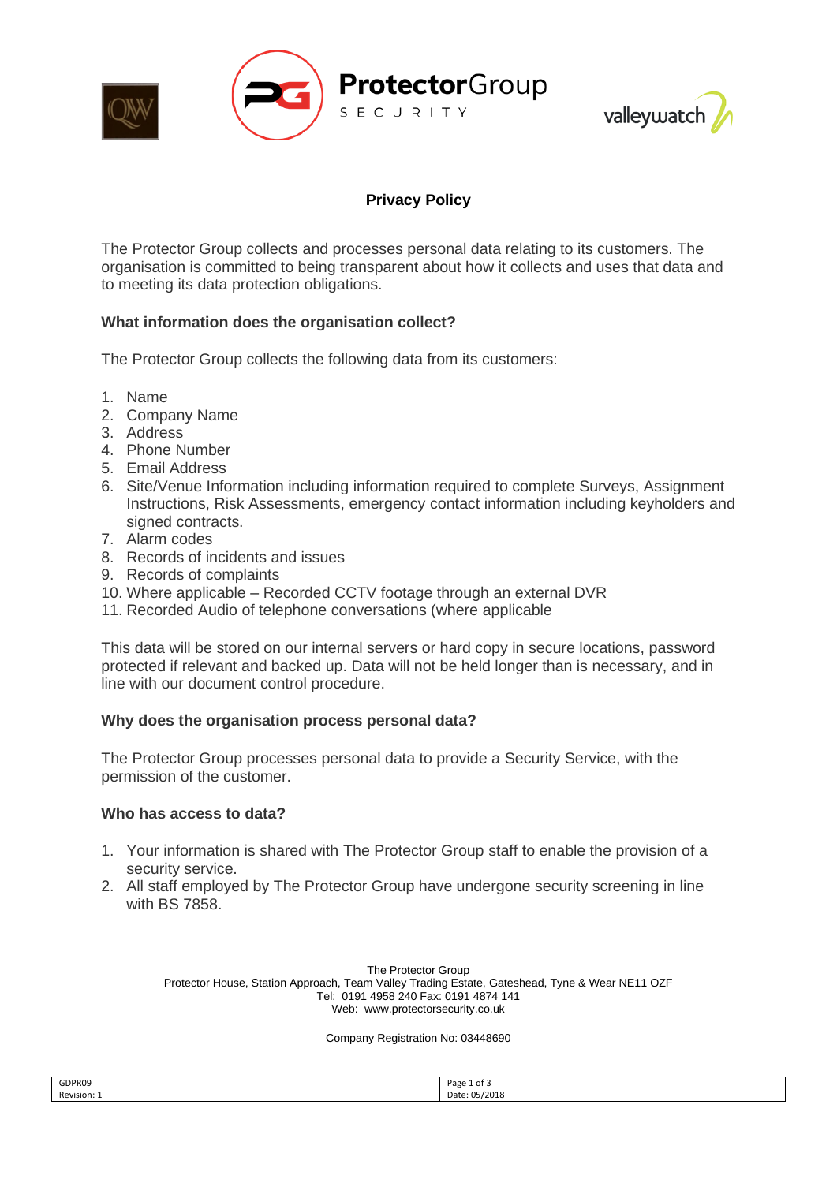# Privacy Policy

The Protector Group collects and processes personal data relating to its customers. The organisation is committed to being transparent about how it collects and uses that data and to meeting its data protection obligations.

### What information does the organisation collect?

The Protector Group collects the following data from its customers:

1. Name
2. Company Name
3. Address
4. Phone Number
5. Email Address
6. Site/Venue Information including information required to complete Surveys, Assignment Instructions, Risk Assessments, emergency contact information including keyholders and signed contracts.
7. Alarm codes
8. Records of incidents and issues
9. Records of complaints
10. Where applicable – Recorded CCTV footage through an external DVR
11. Recorded Audio of telephone conversations (where applicable

This data will be stored on our internal servers or hard copy in secure locations, password protected if relevant and backed up. Data will not be held longer than is necessary, and in line with our document control procedure.

### Why does the organisation process personal data?

The Protector Group processes personal data to provide a Security Service, with the permission of the customer.

### Who has access to data?

1. Your information is shared with The Protector Group staff to enable the provision of a security service.
2. All staff employed by The Protector Group have undergone security screening in line with BS 7858.

The Protector Group
Protector House, Station Approach, Team Valley Trading Estate, Gateshead, Tyne & Wear NE11 OZF
Tel: 0191 4958 240 Fax: 0191 4874 141
Web: www.protectorsecurity.co.uk

Company Registration No: 03448690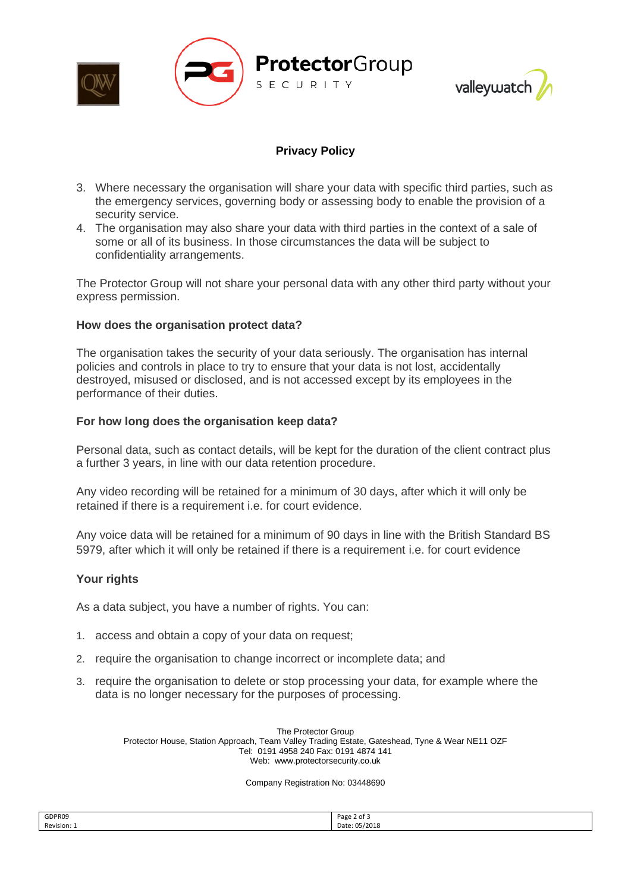# Privacy Policy

3. Where necessary the organisation will share your data with specific third parties, such as the emergency services, governing body or assessing body to enable the provision of a security service.
4. The organisation may also share your data with third parties in the context of a sale of some or all of its business. In those circumstances the data will be subject to confidentiality arrangements.

The Protector Group will not share your personal data with any other third party without your express permission.

## How does the organisation protect data?

The organisation takes the security of your data seriously. The organisation has internal policies and controls in place to try to ensure that your data is not lost, accidentally destroyed, misused or disclosed, and is not accessed except by its employees in the performance of their duties.

## For how long does the organisation keep data?

Personal data, such as contact details, will be kept for the duration of the client contract plus a further 3 years, in line with our data retention procedure.

Any video recording will be retained for a minimum of 30 days, after which it will only be retained if there is a requirement i.e. for court evidence.

Any voice data will be retained for a minimum of 90 days in line with the British Standard BS 5979, after which it will only be retained if there is a requirement i.e. for court evidence

## Your rights

As a data subject, you have a number of rights. You can:

1. access and obtain a copy of your data on request;
2. require the organisation to change incorrect or incomplete data; and
3. require the organisation to delete or stop processing your data, for example where the data is no longer necessary for the purposes of processing.

The Protector Group
Protector House, Station Approach, Team Valley Trading Estate, Gateshead, Tyne & Wear NE11 OZF
Tel: 0191 4958 240 Fax: 0191 4874 141
Web: www.protectorsecurity.co.uk

Company Registration No: 03448690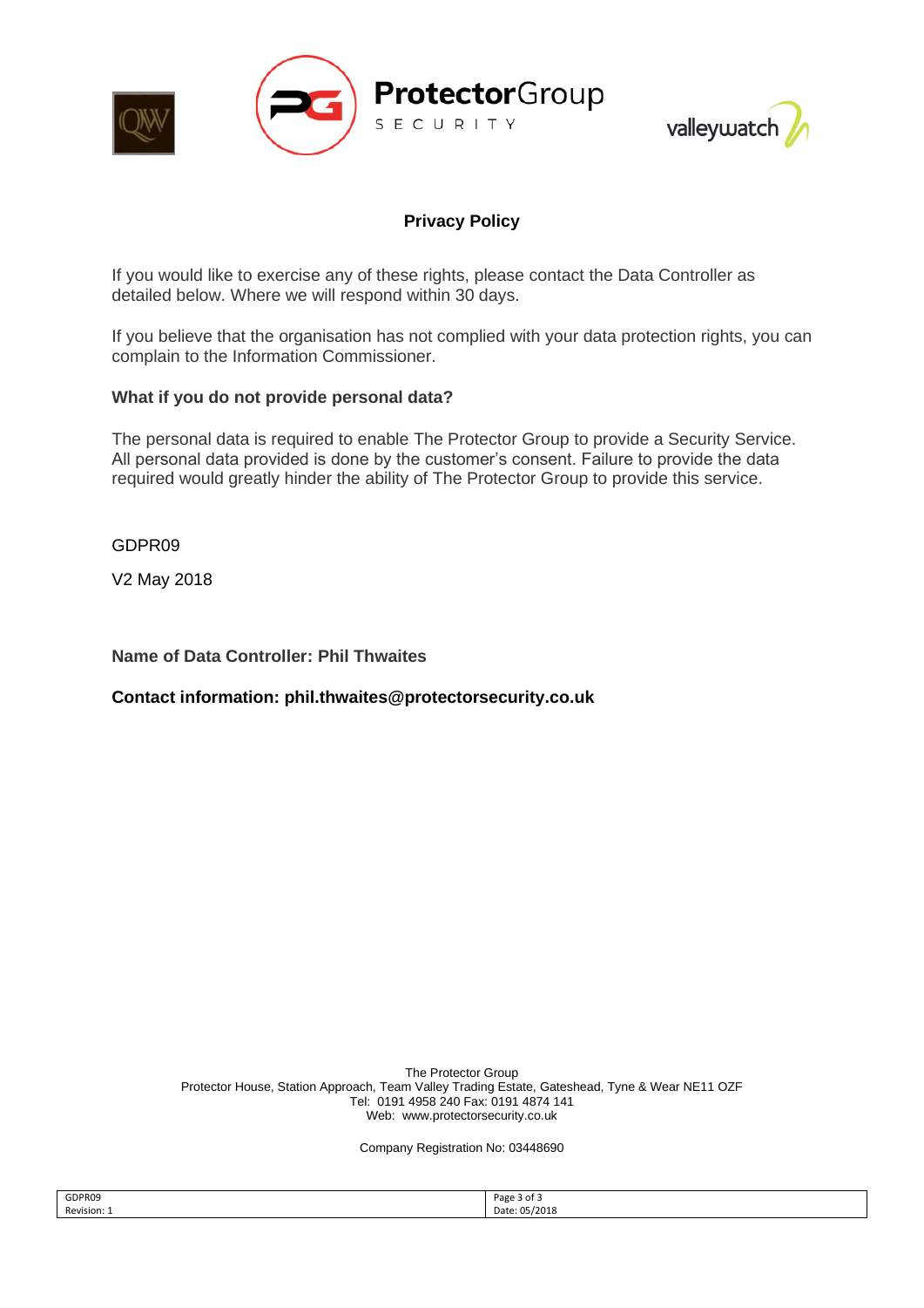**Privacy Policy**

If you would like to exercise any of these rights, please contact the Data Controller as detailed below. Where we will respond within 30 days.

If you believe that the organisation has not complied with your data protection rights, you can complain to the Information Commissioner.

**What if you do not provide personal data?**

The personal data is required to enable The Protector Group to provide a Security Service. All personal data provided is done by the customer's consent. Failure to provide the data required would greatly hinder the ability of The Protector Group to provide this service.

GDPR09

V2 May 2018

**Name of Data Controller: Phil Thwaites**

**Contact information: phil.thwaites@protectorsecurity.co.uk**

The Protector Group
Protector House, Station Approach, Team Valley Trading Estate, Gateshead, Tyne & Wear NE11 OZF
Tel: 0191 4958 240 Fax: 0191 4874 141
Web: www.protectorsecurity.co.uk

Company Registration No: 03448690